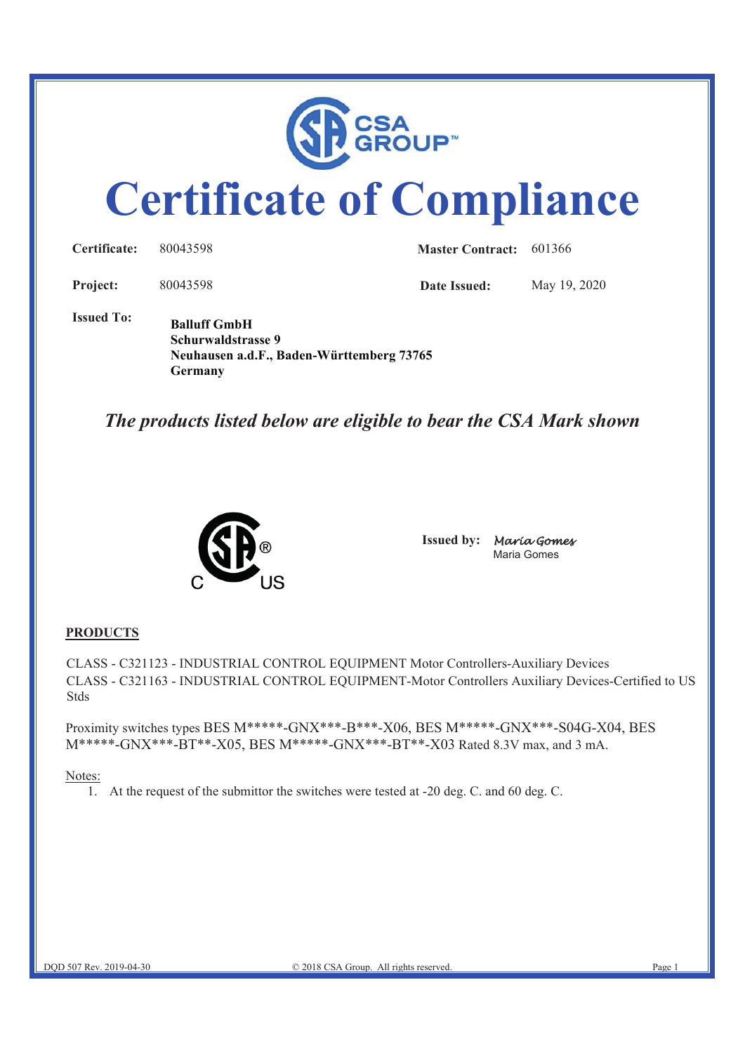# Certificate of Compliance

| | | | |
|---|---|---|---|
| **Certificate:** | 80043598 | **Master Contract:** | 601366 |
| **Project:** | 80043598 | **Date Issued:** | May 19, 2020 |

**Issued To:**

**Balluff GmbH**
**Schurwaldstrasse 9**
**Neuhausen a.d.F., Baden-Württemberg 73765**
**Germany**

***The products listed below are eligible to bear the CSA Mark shown***

**Issued by:** *Maria Gomes*
Maria Gomes

**PRODUCTS**

CLASS - C321123 - INDUSTRIAL CONTROL EQUIPMENT Motor Controllers-Auxiliary Devices
CLASS - C321163 - INDUSTRIAL CONTROL EQUIPMENT-Motor Controllers Auxiliary Devices-Certified to US Stds

Proximity switches types BES M*****-GNX***-B***-X06, BES M*****-GNX***-S04G-X04, BES M*****-GNX***-BT**-X05, BES M*****-GNX***-BT**-X03 Rated 8.3V max, and 3 mA.

Notes:

1. At the request of the submittor the switches were tested at -20 deg. C. and 60 deg. C.

DQD 507 Rev. 2019-04-30 © 2018 CSA Group. All rights reserved.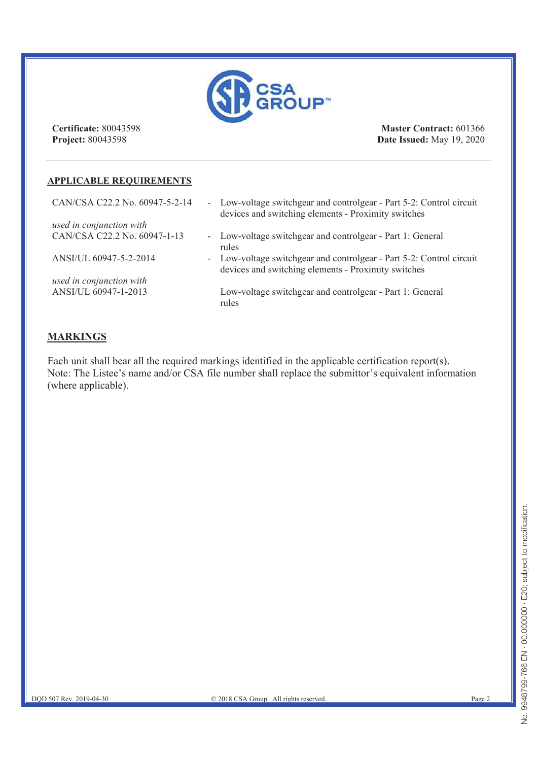**Certificate:** 80043598
**Project:** 80043598

**Master Contract:** 601366
**Date Issued:** May 19, 2020

---

## APPLICABLE REQUIREMENTS

| | | |
|---|---|---|
| CAN/CSA C22.2 No. 60947-5-2-14 | - | Low-voltage switchgear and controlgear - Part 5-2: Control circuit devices and switching elements - Proximity switches |
| *used in conjunction with* CAN/CSA C22.2 No. 60947-1-13 | - | Low-voltage switchgear and controlgear - Part 1: General rules |
| ANSI/UL 60947-5-2-2014 | - | Low-voltage switchgear and controlgear - Part 5-2: Control circuit devices and switching elements - Proximity switches |
| *used in conjunction with* ANSI/UL 60947-1-2013 | | Low-voltage switchgear and controlgear - Part 1: General rules |

## MARKINGS

Each unit shall bear all the required markings identified in the applicable certification report(s).
Note: The Listee's name and/or CSA file number shall replace the submittor's equivalent information (where applicable).

DQD 507 Rev. 2019-04-30

© 2018 CSA Group. All rights reserved.

No. 9948799-766 EN · 00.000000 · E20; subject to modification.